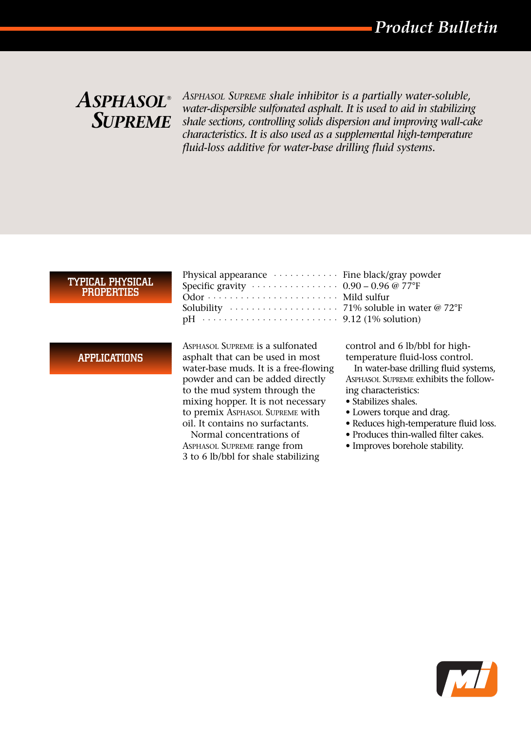Product Bulletin

# ASPHASOL® SUPREME

*ASPHASOL SUPREME shale inhibitor is a partially water-soluble, water-dispersible sulfonated asphalt. It is used to aid in stabilizing shale sections, controlling solids dispersion and improving wall-cake characteristics. It is also used as a supplemental high-temperature fluid-loss additive for water-base drilling fluid systems.*

## TYPICAL PHYSICAL PROPERTIES

| Property | Value |
|---|---|
| Physical appearance | Fine black/gray powder |
| Specific gravity | 0.90 – 0.96 @ 77°F |
| Odor | Mild sulfur |
| Solubility | 71% soluble in water @ 72°F |
| pH | 9.12 (1% solution) |

## APPLICATIONS

ASPHASOL SUPREME is a sulfonated asphalt that can be used in most water-base muds. It is a free-flowing powder and can be added directly to the mud system through the mixing hopper. It is not necessary to premix ASPHASOL SUPREME with oil. It contains no surfactants.

Normal concentrations of ASPHASOL SUPREME range from 3 to 6 lb/bbl for shale stabilizing control and 6 lb/bbl for high-temperature fluid-loss control.

In water-base drilling fluid systems, ASPHASOL SUPREME exhibits the following characteristics:

- Stabilizes shales.
- Lowers torque and drag.
- Reduces high-temperature fluid loss.
- Produces thin-walled filter cakes.
- Improves borehole stability.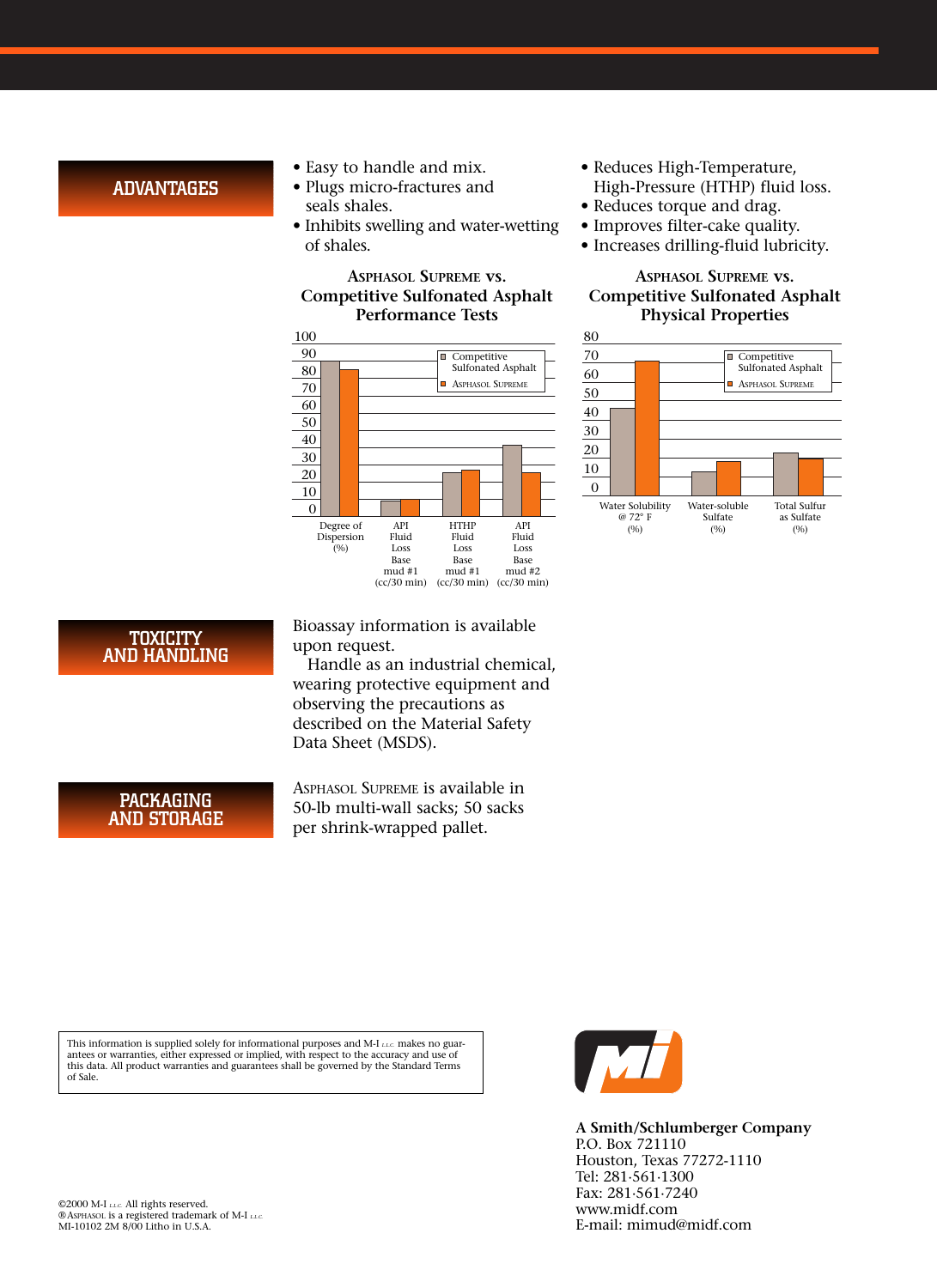## ADVANTAGES

- Easy to handle and mix.
- Plugs micro-fractures and seals shales.
- Inhibits swelling and water-wetting of shales.
- Reduces High-Temperature, High-Pressure (HTHP) fluid loss.
- Reduces torque and drag.
- Improves filter-cake quality.
- Increases drilling-fluid lubricity.

### Asphasol Supreme vs. Competitive Sulfonated Asphalt Performance Tests

100
90
80
70
60
50
40
30
20
10
0

Competitive Sulfonated Asphalt
Asphasol Supreme

Degree of Dispersion (%)
API Fluid Loss Base mud #1 (cc/30 min)
HTHP Fluid Loss Base mud #1 (cc/30 min)
API Fluid Loss Base mud #2 (cc/30 min)

### Asphasol Supreme vs. Competitive Sulfonated Asphalt Physical Properties

80
70
60
50
40
30
20
10
0

Competitive Sulfonated Asphalt
Asphasol Supreme

Water Solubility @ 72° F (%)
Water-soluble Sulfate (%)
Total Sulfur as Sulfate (%)

## TOXICITY AND HANDLING

Bioassay information is available upon request.

Handle as an industrial chemical, wearing protective equipment and observing the precautions as described on the Material Safety Data Sheet (MSDS).

## PACKAGING AND STORAGE

Asphasol Supreme is available in 50-lb multi-wall sacks; 50 sacks per shrink-wrapped pallet.

This information is supplied solely for informational purposes and M-I L.L.C. makes no guarantees or warranties, either expressed or implied, with respect to the accuracy and use of this data. All product warranties and guarantees shall be governed by the Standard Terms of Sale.

**A Smith/Schlumberger Company**
P.O. Box 721110
Houston, Texas 77272-1110
Tel: 281·561·1300
Fax: 281·561·7240
www.midf.com
E-mail: mimud@midf.com

©2000 M-I L.L.C. All rights reserved.
®Asphasol is a registered trademark of M-I L.L.C.
MI-10102 2M 8/00 Litho in U.S.A.